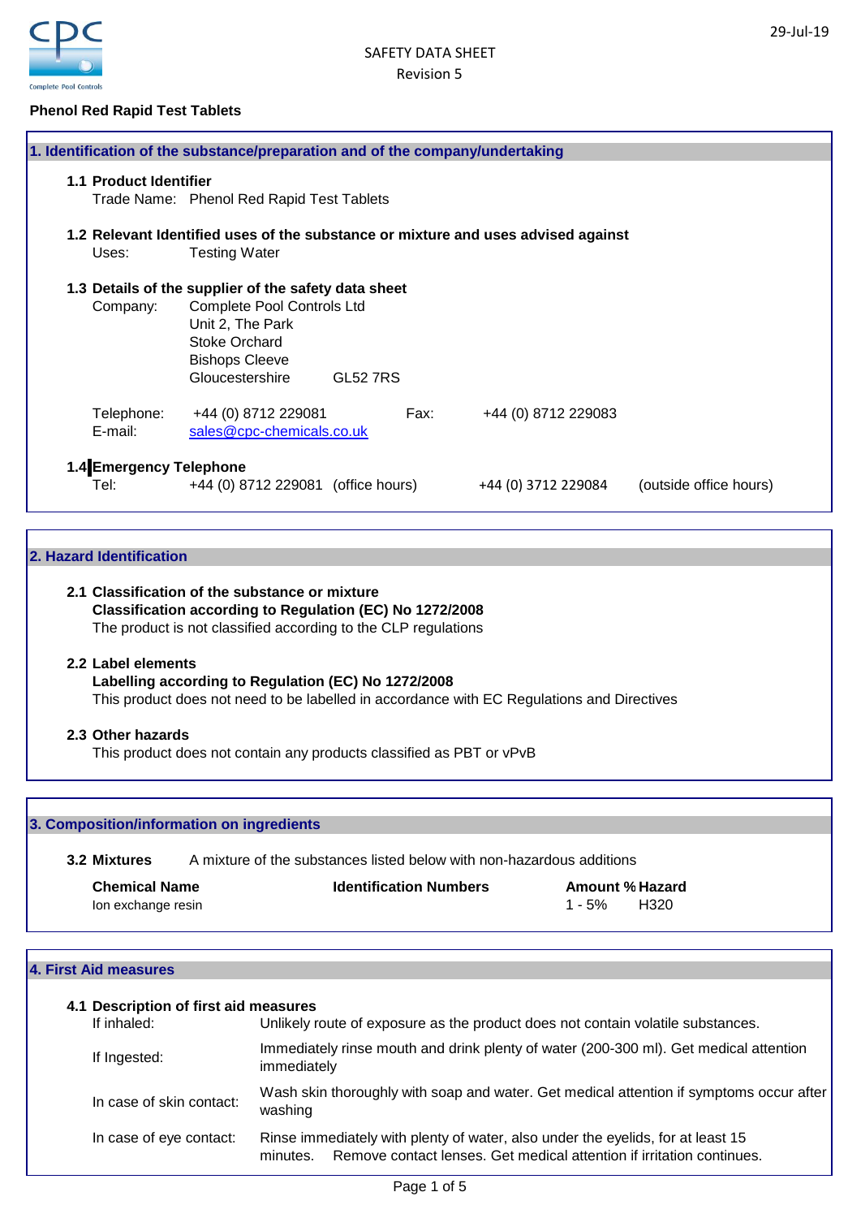# SAFETY DATA SHEET

Revision 5

29-Jul-19

**Phenol Red Rapid Test Tablets**

## 1. Identification of the substance/preparation and of the company/undertaking

### 1.1 Product Identifier

Trade Name: Phenol Red Rapid Test Tablets

### 1.2 Relevant Identified uses of the substance or mixture and uses advised against

Uses: Testing Water

### 1.3 Details of the supplier of the safety data sheet

Company: Complete Pool Controls Ltd
Unit 2, The Park
Stoke Orchard
Bishops Cleeve
Gloucestershire GL52 7RS

Telephone: +44 (0) 8712 229081 Fax: +44 (0) 8712 229083
E-mail: sales@cpc-chemicals.co.uk

### 1.4 Emergency Telephone

Tel: +44 (0) 8712 229081 (office hours) +44 (0) 3712 229084 (outside office hours)

## 2. Hazard Identification

### 2.1 Classification of the substance or mixture

**Classification according to Regulation (EC) No 1272/2008**

The product is not classified according to the CLP regulations

### 2.2 Label elements

**Labelling according to Regulation (EC) No 1272/2008**

This product does not need to be labelled in accordance with EC Regulations and Directives

### 2.3 Other hazards

This product does not contain any products classified as PBT or vPvB

## 3. Composition/information on ingredients

### 3.2 Mixtures

A mixture of the substances listed below with non-hazardous additions

| Chemical Name | Identification Numbers | Amount % | Hazard |
|---|---|---|---|
| Ion exchange resin | | 1 - 5% | H320 |

## 4. First Aid measures

### 4.1 Description of first aid measures

| | |
|---|---|
| If inhaled: | Unlikely route of exposure as the product does not contain volatile substances. |
| If Ingested: | Immediately rinse mouth and drink plenty of water (200-300 ml). Get medical attention immediately |
| In case of skin contact: | Wash skin thoroughly with soap and water. Get medical attention if symptoms occur after washing |
| In case of eye contact: | Rinse immediately with plenty of water, also under the eyelids, for at least 15 minutes. Remove contact lenses. Get medical attention if irritation continues. |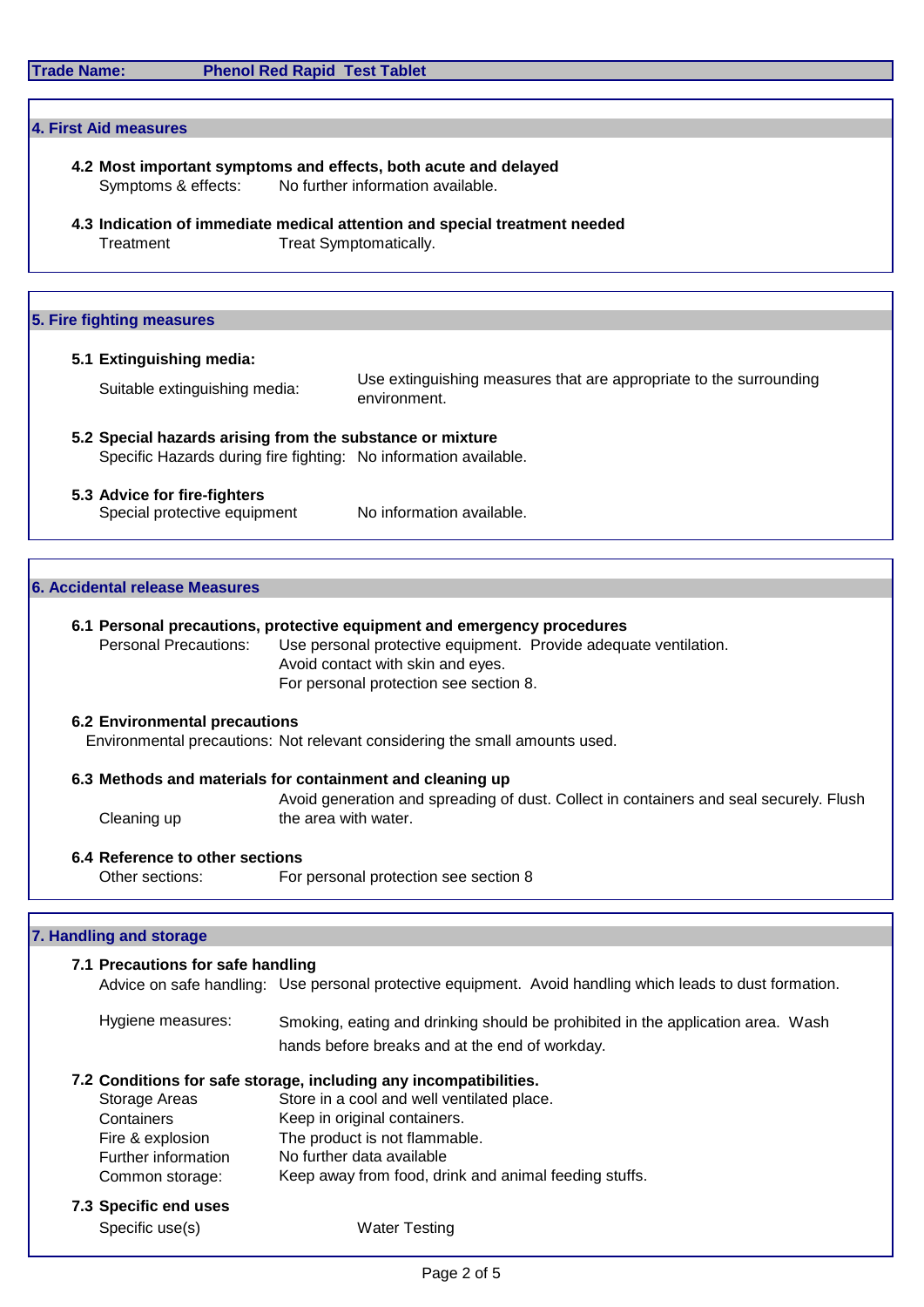**Trade Name:** Phenol Red Rapid Test Tablet

## 4. First Aid measures

### 4.2 Most important symptoms and effects, both acute and delayed

Symptoms & effects: No further information available.

### 4.3 Indication of immediate medical attention and special treatment needed

Treatment: Treat Symptomatically.

## 5. Fire fighting measures

### 5.1 Extinguishing media:

Suitable extinguishing media: Use extinguishing measures that are appropriate to the surrounding environment.

### 5.2 Special hazards arising from the substance or mixture

Specific Hazards during fire fighting: No information available.

### 5.3 Advice for fire-fighters

Special protective equipment: No information available.

## 6. Accidental release Measures

### 6.1 Personal precautions, protective equipment and emergency procedures

Personal Precautions: Use personal protective equipment. Provide adequate ventilation.
Avoid contact with skin and eyes.
For personal protection see section 8.

### 6.2 Environmental precautions

Environmental precautions: Not relevant considering the small amounts used.

### 6.3 Methods and materials for containment and cleaning up

Cleaning up: Avoid generation and spreading of dust. Collect in containers and seal securely. Flush the area with water.

### 6.4 Reference to other sections

Other sections: For personal protection see section 8

## 7. Handling and storage

### 7.1 Precautions for safe handling

Advice on safe handling: Use personal protective equipment. Avoid handling which leads to dust formation.

Hygiene measures: Smoking, eating and drinking should be prohibited in the application area. Wash hands before breaks and at the end of workday.

### 7.2 Conditions for safe storage, including any incompatibilities.

Storage Areas: Store in a cool and well ventilated place.
Containers: Keep in original containers.
Fire & explosion: The product is not flammable.
Further information: No further data available
Common storage: Keep away from food, drink and animal feeding stuffs.

### 7.3 Specific end uses

Specific use(s): Water Testing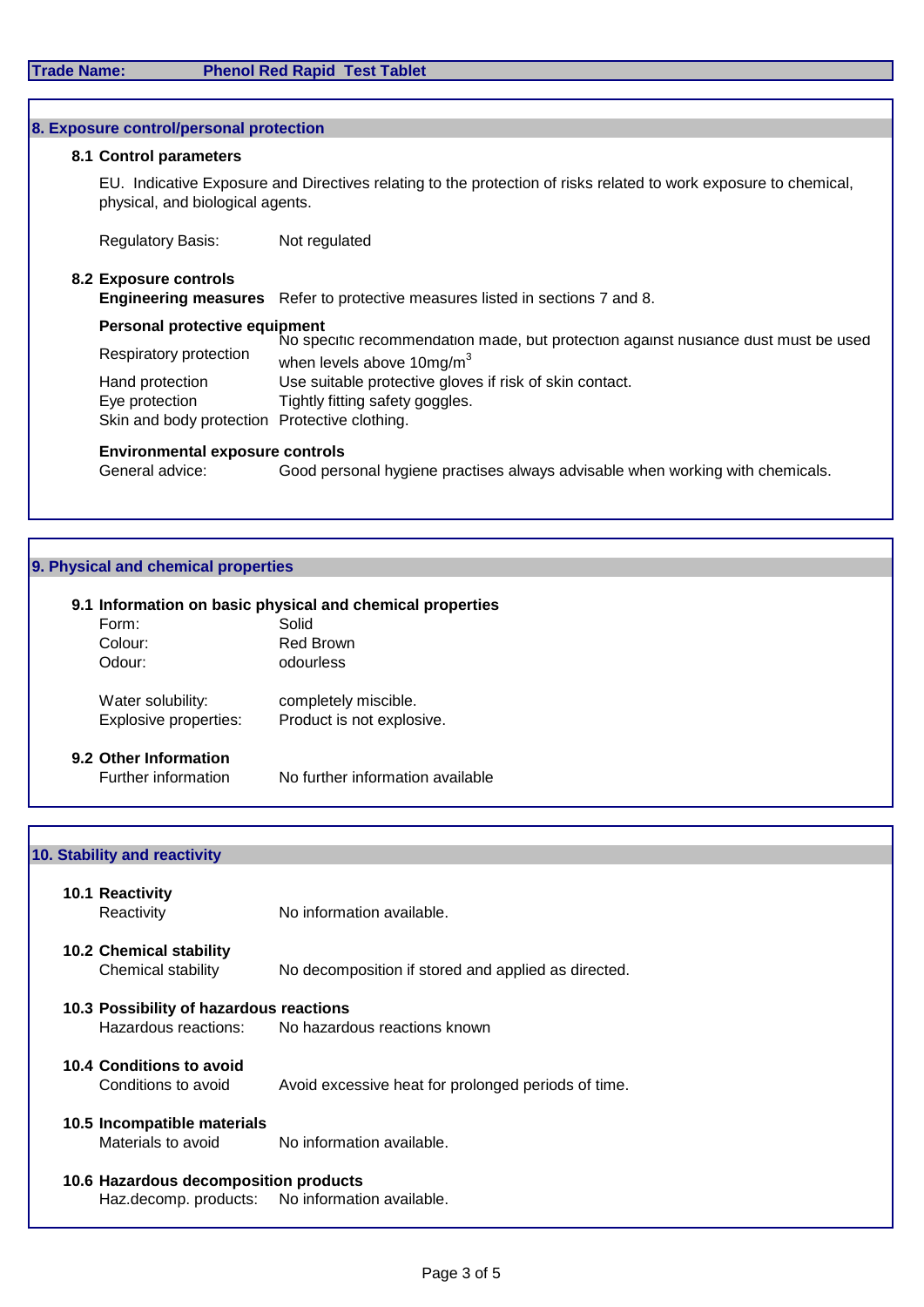**Trade Name:** Phenol Red Rapid Test Tablet

## 8. Exposure control/personal protection

### 8.1 Control parameters

EU. Indicative Exposure and Directives relating to the protection of risks related to work exposure to chemical, physical, and biological agents.

Regulatory Basis: Not regulated

### 8.2 Exposure controls

**Engineering measures** Refer to protective measures listed in sections 7 and 8.

**Personal protective equipment**

| | |
|---|---|
| Respiratory protection | No specific recommendation made, but protection against nusiance dust must be used when levels above 10mg/m$^3$ |
| Hand protection | Use suitable protective gloves if risk of skin contact. |
| Eye protection | Tightly fitting safety goggles. |
| Skin and body protection | Protective clothing. |

**Environmental exposure controls**

General advice: Good personal hygiene practises always advisable when working with chemicals.

## 9. Physical and chemical properties

### 9.1 Information on basic physical and chemical properties

| | |
|---|---|
| Form: | Solid |
| Colour: | Red Brown |
| Odour: | odourless |
| Water solubility: | completely miscible. |
| Explosive properties: | Product is not explosive. |

### 9.2 Other Information

Further information: No further information available

## 10. Stability and reactivity

### 10.1 Reactivity

Reactivity: No information available.

### 10.2 Chemical stability

Chemical stability: No decomposition if stored and applied as directed.

### 10.3 Possibility of hazardous reactions

Hazardous reactions: No hazardous reactions known

### 10.4 Conditions to avoid

Conditions to avoid: Avoid excessive heat for prolonged periods of time.

### 10.5 Incompatible materials

Materials to avoid: No information available.

### 10.6 Hazardous decomposition products

Haz.decomp. products: No information available.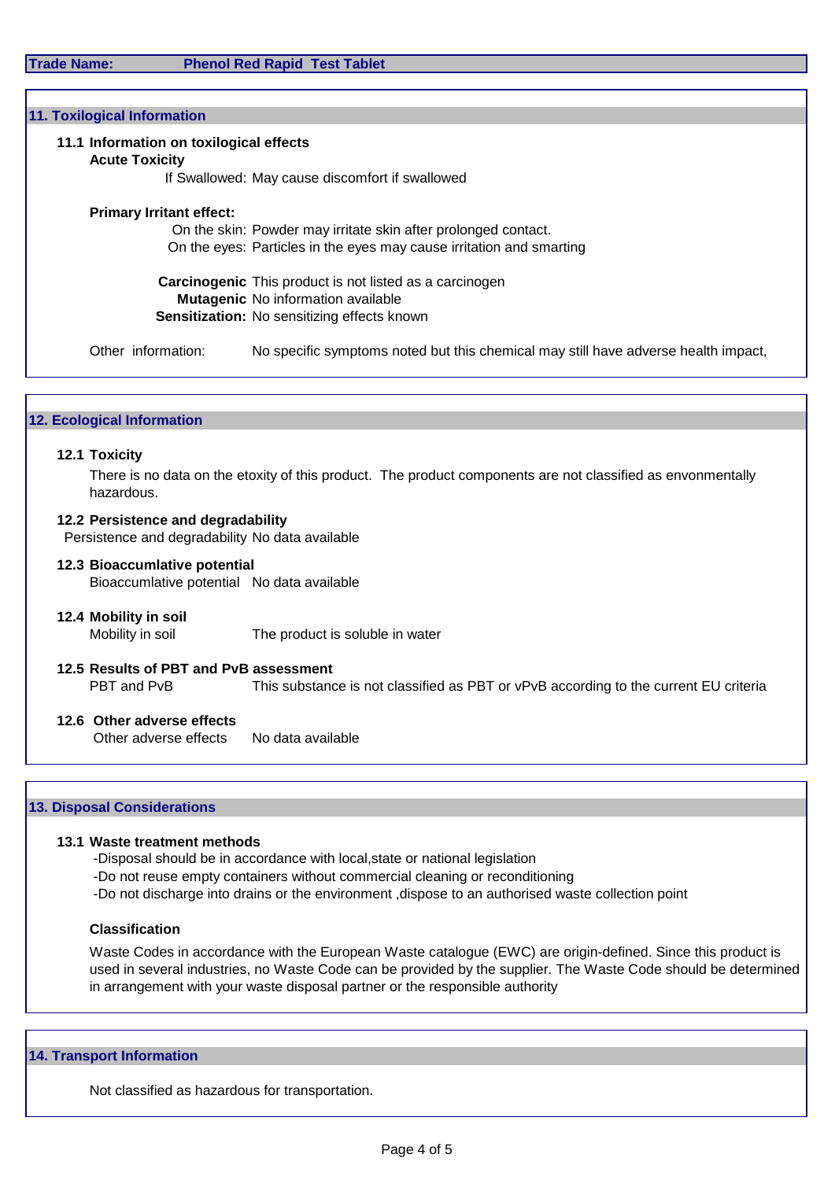**Trade Name:** Phenol Red Rapid Test Tablet

## 11. Toxilogical Information

### 11.1 Information on toxilogical effects

**Acute Toxicity**

If Swallowed: May cause discomfort if swallowed

**Primary Irritant effect:**

On the skin: Powder may irritate skin after prolonged contact.
On the eyes: Particles in the eyes may cause irritation and smarting

**Carcinogenic** This product is not listed as a carcinogen
**Mutagenic** No information available
**Sensitization:** No sensitizing effects known

Other information: No specific symptoms noted but this chemical may still have adverse health impact,

## 12. Ecological Information

### 12.1 Toxicity

There is no data on the etoxity of this product. The product components are not classified as envonmentally hazardous.

### 12.2 Persistence and degradability

Persistence and degradability No data available

### 12.3 Bioaccumlative potential

Bioaccumlative potential No data available

### 12.4 Mobility in soil

Mobility in soil The product is soluble in water

### 12.5 Results of PBT and PvB assessment

PBT and PvB This substance is not classified as PBT or vPvB according to the current EU criteria

### 12.6 Other adverse effects

Other adverse effects No data available

## 13. Disposal Considerations

### 13.1 Waste treatment methods

-Disposal should be in accordance with local,state or national legislation
-Do not reuse empty containers without commercial cleaning or reconditioning
-Do not discharge into drains or the environment ,dispose to an authorised waste collection point

**Classification**

Waste Codes in accordance with the European Waste catalogue (EWC) are origin-defined. Since this product is used in several industries, no Waste Code can be provided by the supplier. The Waste Code should be determined in arrangement with your waste disposal partner or the responsible authority

## 14. Transport Information

Not classified as hazardous for transportation.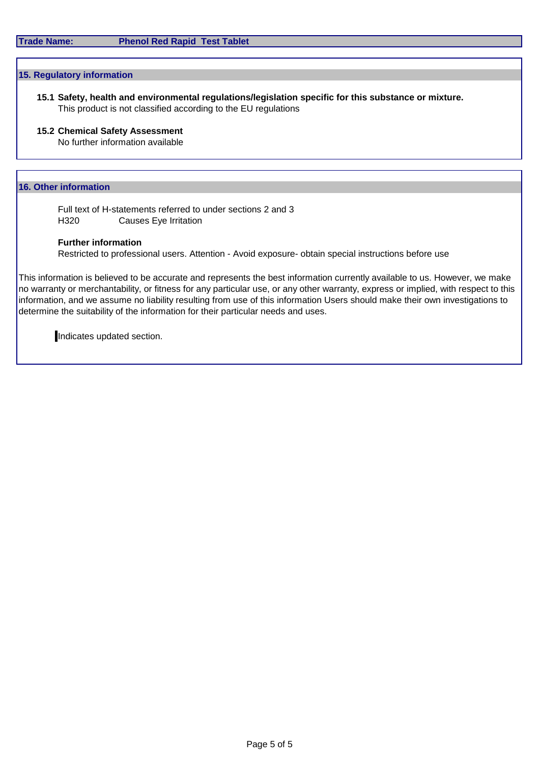**Trade Name:** **Phenol Red Rapid Test Tablet**

## 15. Regulatory information

**15.1 Safety, health and environmental regulations/legislation specific for this substance or mixture.**
This product is not classified according to the EU regulations

**15.2 Chemical Safety Assessment**
No further information available

## 16. Other information

Full text of H-statements referred to under sections 2 and 3

| | |
|---|---|
| H320 | Causes Eye Irritation |

**Further information**
Restricted to professional users. Attention - Avoid exposure- obtain special instructions before use

This information is believed to be accurate and represents the best information currently available to us. However, we make no warranty or merchantability, or fitness for any particular use, or any other warranty, express or implied, with respect to this information, and we assume no liability resulting from use of this information Users should make their own investigations to determine the suitability of the information for their particular needs and uses.

Indicates updated section.